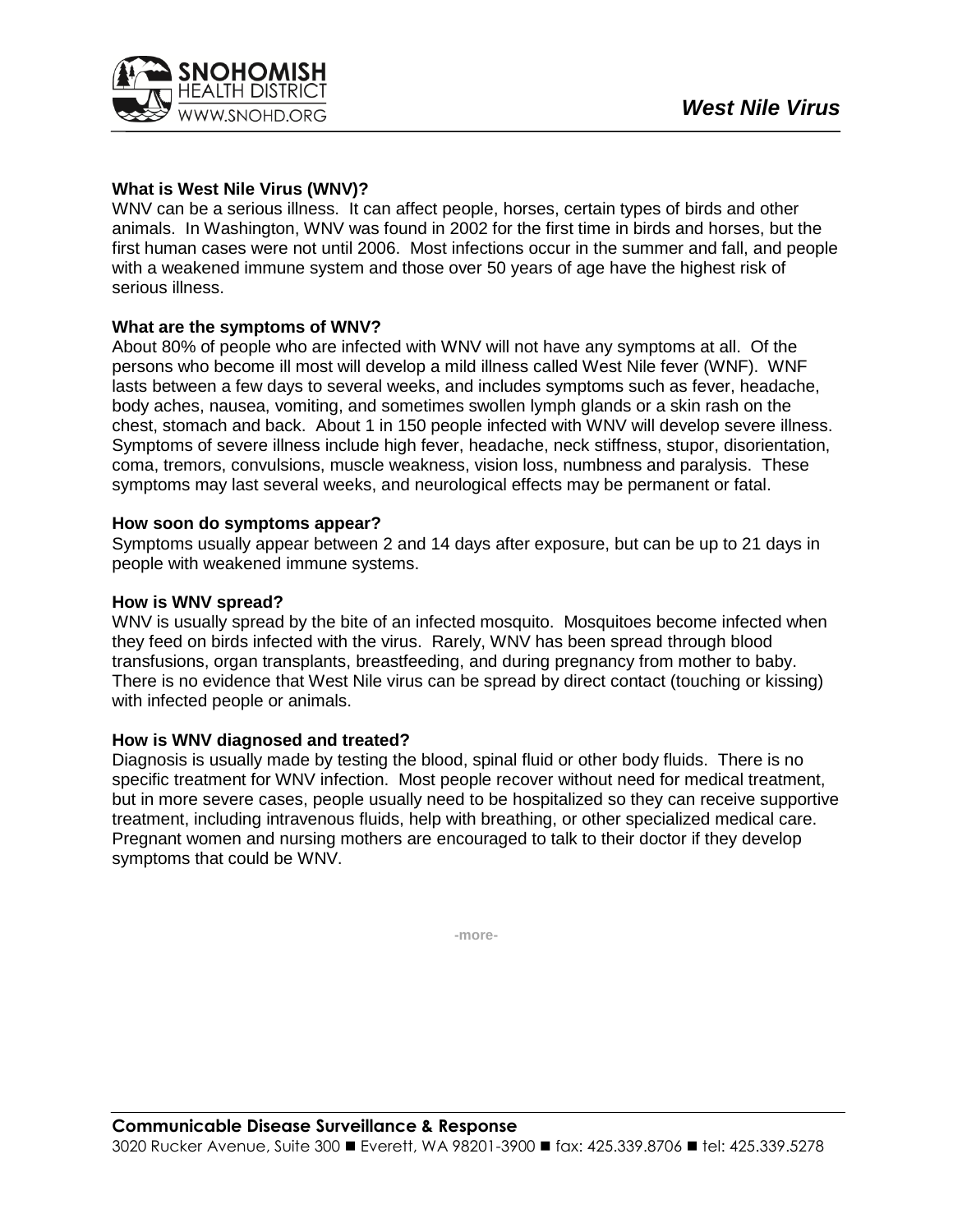# West Nile Virus

### What is West Nile Virus (WNV)?

WNV can be a serious illness. It can affect people, horses, certain types of birds and other animals. In Washington, WNV was found in 2002 for the first time in birds and horses, but the first human cases were not until 2006. Most infections occur in the summer and fall, and people with a weakened immune system and those over 50 years of age have the highest risk of serious illness.

### What are the symptoms of WNV?

About 80% of people who are infected with WNV will not have any symptoms at all. Of the persons who become ill most will develop a mild illness called West Nile fever (WNF). WNF lasts between a few days to several weeks, and includes symptoms such as fever, headache, body aches, nausea, vomiting, and sometimes swollen lymph glands or a skin rash on the chest, stomach and back. About 1 in 150 people infected with WNV will develop severe illness. Symptoms of severe illness include high fever, headache, neck stiffness, stupor, disorientation, coma, tremors, convulsions, muscle weakness, vision loss, numbness and paralysis. These symptoms may last several weeks, and neurological effects may be permanent or fatal.

### How soon do symptoms appear?

Symptoms usually appear between 2 and 14 days after exposure, but can be up to 21 days in people with weakened immune systems.

### How is WNV spread?

WNV is usually spread by the bite of an infected mosquito. Mosquitoes become infected when they feed on birds infected with the virus. Rarely, WNV has been spread through blood transfusions, organ transplants, breastfeeding, and during pregnancy from mother to baby. There is no evidence that West Nile virus can be spread by direct contact (touching or kissing) with infected people or animals.

### How is WNV diagnosed and treated?

Diagnosis is usually made by testing the blood, spinal fluid or other body fluids. There is no specific treatment for WNV infection. Most people recover without need for medical treatment, but in more severe cases, people usually need to be hospitalized so they can receive supportive treatment, including intravenous fluids, help with breathing, or other specialized medical care. Pregnant women and nursing mothers are encouraged to talk to their doctor if they develop symptoms that could be WNV.

-more-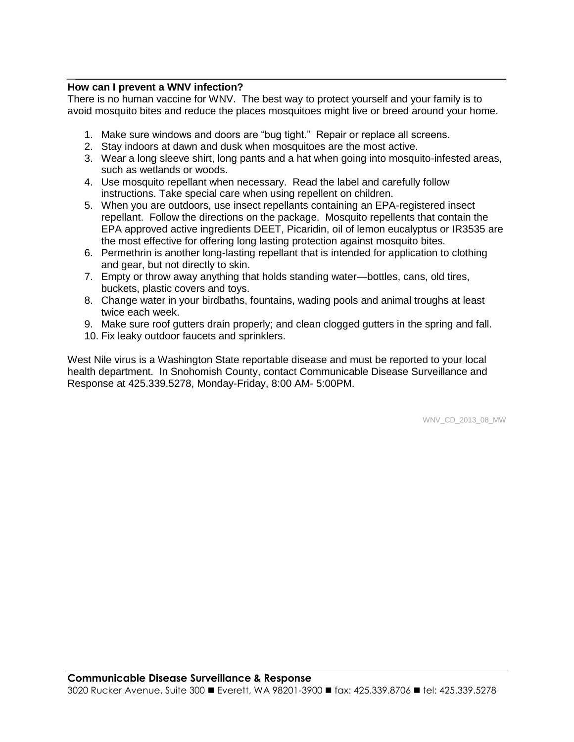**How can I prevent a WNV infection?**

There is no human vaccine for WNV. The best way to protect yourself and your family is to avoid mosquito bites and reduce the places mosquitoes might live or breed around your home.

1. Make sure windows and doors are "bug tight." Repair or replace all screens.
2. Stay indoors at dawn and dusk when mosquitoes are the most active.
3. Wear a long sleeve shirt, long pants and a hat when going into mosquito-infested areas, such as wetlands or woods.
4. Use mosquito repellant when necessary. Read the label and carefully follow instructions. Take special care when using repellent on children.
5. When you are outdoors, use insect repellants containing an EPA-registered insect repellant. Follow the directions on the package. Mosquito repellents that contain the EPA approved active ingredients DEET, Picaridin, oil of lemon eucalyptus or IR3535 are the most effective for offering long lasting protection against mosquito bites.
6. Permethrin is another long-lasting repellant that is intended for application to clothing and gear, but not directly to skin.
7. Empty or throw away anything that holds standing water—bottles, cans, old tires, buckets, plastic covers and toys.
8. Change water in your birdbaths, fountains, wading pools and animal troughs at least twice each week.
9. Make sure roof gutters drain properly; and clean clogged gutters in the spring and fall.
10. Fix leaky outdoor faucets and sprinklers.

West Nile virus is a Washington State reportable disease and must be reported to your local health department. In Snohomish County, contact Communicable Disease Surveillance and Response at 425.339.5278, Monday-Friday, 8:00 AM- 5:00PM.

WNV_CD_2013_08_MW

**Communicable Disease Surveillance & Response**

3020 Rucker Avenue, Suite 300 ■ Everett, WA 98201-3900 ■ fax: 425.339.8706 ■ tel: 425.339.5278